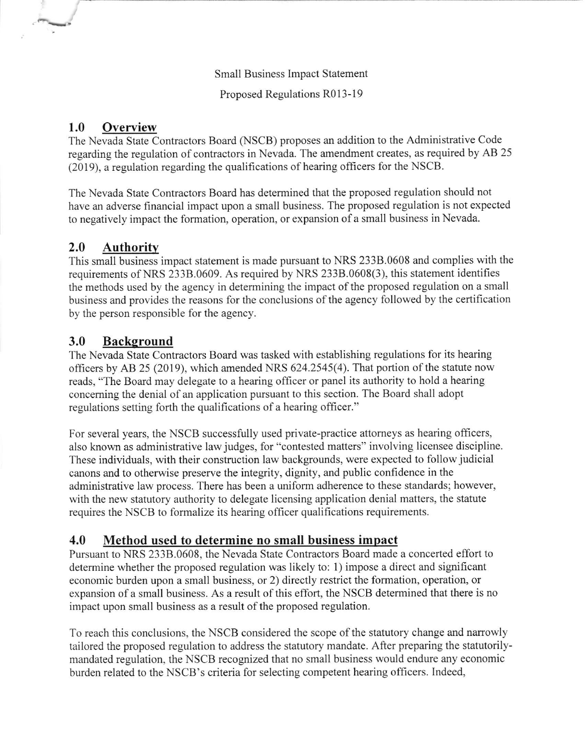Small Business Impact Statement

Proposed Regulations R013-19

## 1.0 Overview

The Nevada State Contractors Board (NSCB) proposes an addition to the Administrative Code regarding the regulation of contractors in Nevada. The amendment creates, as required by AB 25 (2019), a regulation regarding the qualifications of hearing officers for the NSCB.

The Nevada State Contractors Board has determined that the proposed regulation should not have an adverse financial impact upon a small business. The proposed regulation is not expected to negatively impact the formation, operation, or expansion of a small business in Nevada.

## 2.0 Authority

This small business impact statement is made pursuant to NRS 233B.0608 and complies with the requirements of NRS 233B.0609. As required by NRS 233B.0608(3), this statement identifies the methods used by the agency in determining the impact of the proposed regulation on a small business and provides the reasons for the conclusions of the agency followed by the certification by the person responsible for the agency.

## 3.0 Background

The Nevada State Contractors Board was tasked with establishing regulations for its hearing officers by AB 25 (2019), which amended NRS 624.2545(4). That portion of the statute now reads, "The Board may delegate to a hearing officer or panel its authority to hold a hearing concerning the denial of an application pursuant to this section. The Board shall adopt regulations setting forth the qualifications of a hearing officer."

For several years, the NSCB successfully used private-practice attorneys as hearing officers, also known as administrative law judges, for "contested matters" involving licensee discipline. These individuals, with their construction law backgrounds, were expected to follow judicial canons and to otherwise preserve the integrity, dignity, and public confidence in the administrative law process. There has been a uniform adherence to these standards; however, with the new statutory authority to delegate licensing application denial matters, the statute requires the NSCB to formalize its hearing officer qualifications requirements.

## 4.0 Method used to determine no small business impact

Pursuant to NRS 233B.0608, the Nevada State Contractors Board made a concerted effort to determine whether the proposed regulation was likely to: 1) impose a direct and significant economic burden upon a small business, or 2) directly restrict the formation, operation, or expansion of a small business. As a result of this effort, the NSCB determined that there is no impact upon small business as a result of the proposed regulation.

To reach this conclusions, the NSCB considered the scope of the statutory change and narrowly tailored the proposed regulation to address the statutory mandate. After preparing the statutorily-mandated regulation, the NSCB recognized that no small business would endure any economic burden related to the NSCB's criteria for selecting competent hearing officers. Indeed,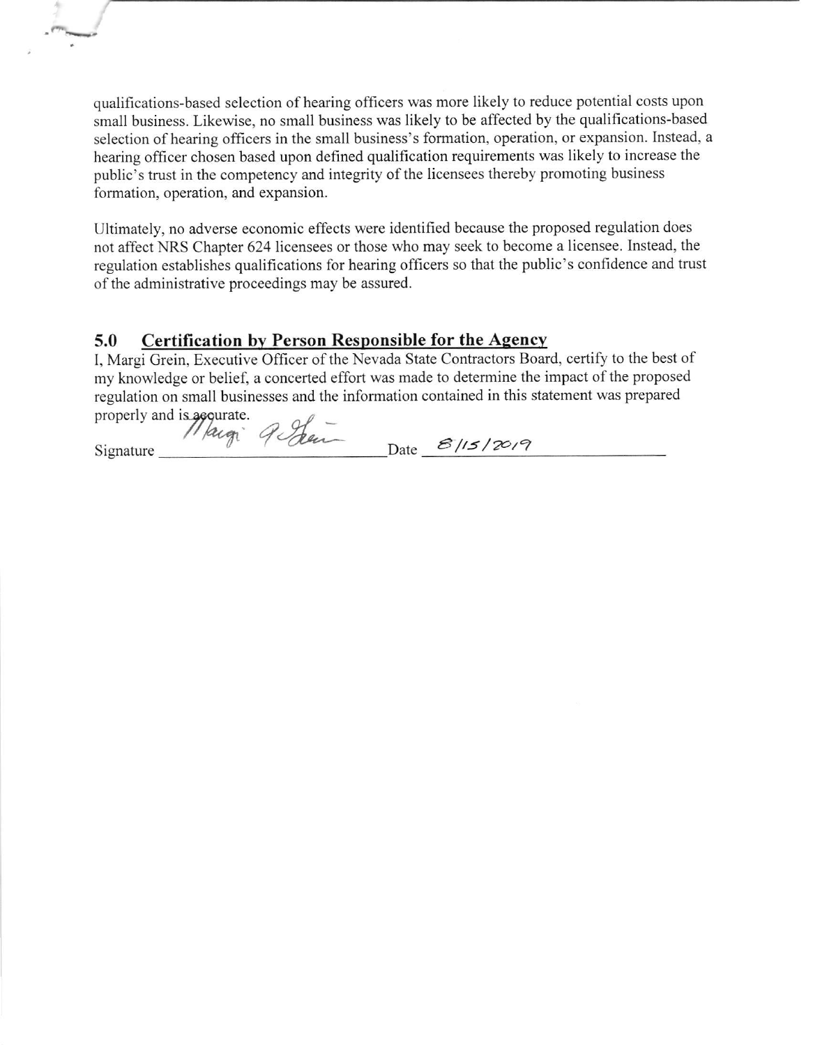qualifications-based selection of hearing officers was more likely to reduce potential costs upon small business. Likewise, no small business was likely to be affected by the qualifications-based selection of hearing officers in the small business's formation, operation, or expansion. Instead, a hearing officer chosen based upon defined qualification requirements was likely to increase the public's trust in the competency and integrity of the licensees thereby promoting business formation, operation, and expansion.

Ultimately, no adverse economic effects were identified because the proposed regulation does not affect NRS Chapter 624 licensees or those who may seek to become a licensee. Instead, the regulation establishes qualifications for hearing officers so that the public's confidence and trust of the administrative proceedings may be assured.

## 5.0 Certification by Person Responsible for the Agency

I, Margi Grein, Executive Officer of the Nevada State Contractors Board, certify to the best of my knowledge or belief, a concerted effort was made to determine the impact of the proposed regulation on small businesses and the information contained in this statement was prepared properly and is accurate.

Signature *Margi Grein* Date 8/15/2019